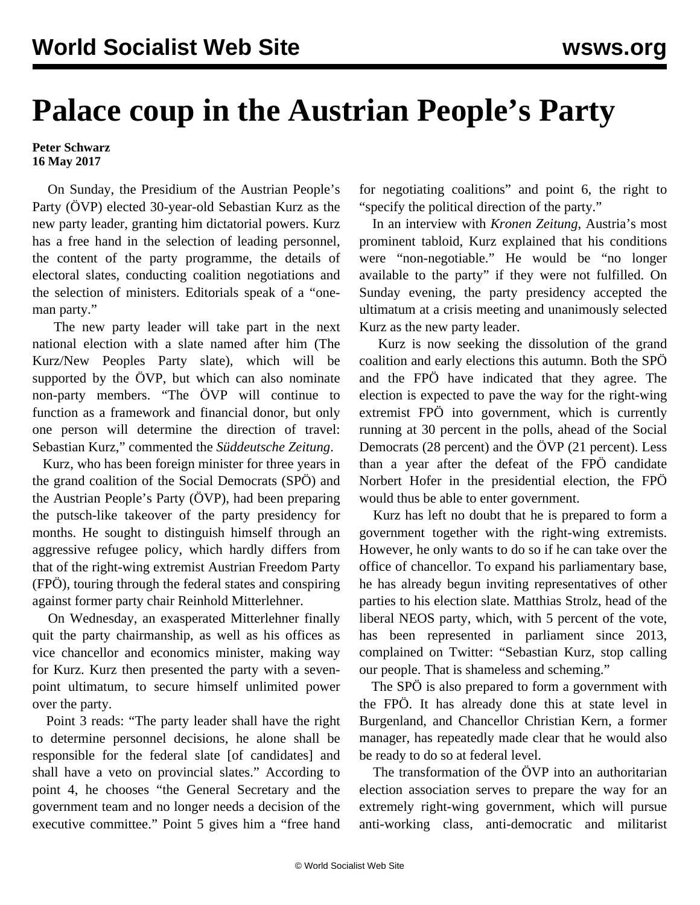# Palace coup in the Austrian People's Party

**Peter Schwarz**
**16 May 2017**

On Sunday, the Presidium of the Austrian People's Party (ÖVP) elected 30-year-old Sebastian Kurz as the new party leader, granting him dictatorial powers. Kurz has a free hand in the selection of leading personnel, the content of the party programme, the details of electoral slates, conducting coalition negotiations and the selection of ministers. Editorials speak of a "one-man party."

The new party leader will take part in the next national election with a slate named after him (The Kurz/New Peoples Party slate), which will be supported by the ÖVP, but which can also nominate non-party members. "The ÖVP will continue to function as a framework and financial donor, but only one person will determine the direction of travel: Sebastian Kurz," commented the *Süddeutsche Zeitung*.

Kurz, who has been foreign minister for three years in the grand coalition of the Social Democrats (SPÖ) and the Austrian People's Party (ÖVP), had been preparing the putsch-like takeover of the party presidency for months. He sought to distinguish himself through an aggressive refugee policy, which hardly differs from that of the right-wing extremist Austrian Freedom Party (FPÖ), touring through the federal states and conspiring against former party chair Reinhold Mitterlehner.

On Wednesday, an exasperated Mitterlehner finally quit the party chairmanship, as well as his offices as vice chancellor and economics minister, making way for Kurz. Kurz then presented the party with a seven-point ultimatum, to secure himself unlimited power over the party.

Point 3 reads: "The party leader shall have the right to determine personnel decisions, he alone shall be responsible for the federal slate [of candidates] and shall have a veto on provincial slates." According to point 4, he chooses "the General Secretary and the government team and no longer needs a decision of the executive committee." Point 5 gives him a "free hand for negotiating coalitions" and point 6, the right to "specify the political direction of the party."

In an interview with *Kronen Zeitung*, Austria's most prominent tabloid, Kurz explained that his conditions were "non-negotiable." He would be "no longer available to the party" if they were not fulfilled. On Sunday evening, the party presidency accepted the ultimatum at a crisis meeting and unanimously selected Kurz as the new party leader.

Kurz is now seeking the dissolution of the grand coalition and early elections this autumn. Both the SPÖ and the FPÖ have indicated that they agree. The election is expected to pave the way for the right-wing extremist FPÖ into government, which is currently running at 30 percent in the polls, ahead of the Social Democrats (28 percent) and the ÖVP (21 percent). Less than a year after the defeat of the FPÖ candidate Norbert Hofer in the presidential election, the FPÖ would thus be able to enter government.

Kurz has left no doubt that he is prepared to form a government together with the right-wing extremists. However, he only wants to do so if he can take over the office of chancellor. To expand his parliamentary base, he has already begun inviting representatives of other parties to his election slate. Matthias Strolz, head of the liberal NEOS party, which, with 5 percent of the vote, has been represented in parliament since 2013, complained on Twitter: "Sebastian Kurz, stop calling our people. That is shameless and scheming."

The SPÖ is also prepared to form a government with the FPÖ. It has already done this at state level in Burgenland, and Chancellor Christian Kern, a former manager, has repeatedly made clear that he would also be ready to do so at federal level.

The transformation of the ÖVP into an authoritarian election association serves to prepare the way for an extremely right-wing government, which will pursue anti-working class, anti-democratic and militarist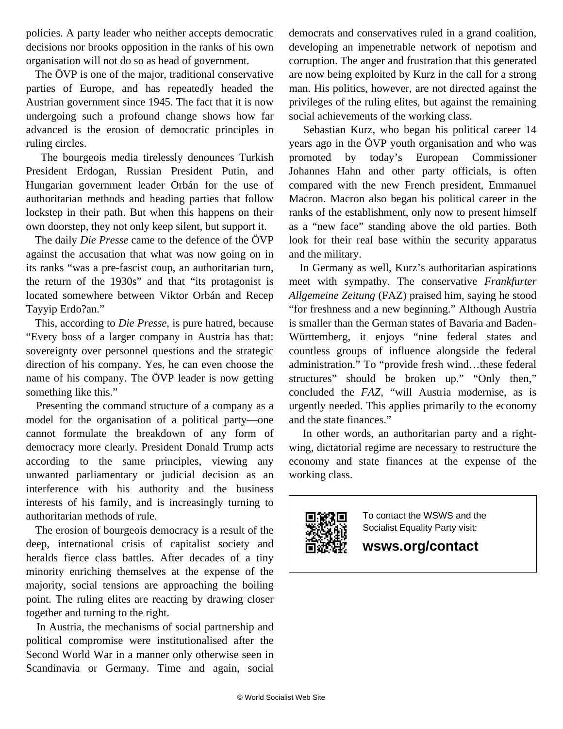policies. A party leader who neither accepts democratic decisions nor brooks opposition in the ranks of his own organisation will not do so as head of government.

The ÖVP is one of the major, traditional conservative parties of Europe, and has repeatedly headed the Austrian government since 1945. The fact that it is now undergoing such a profound change shows how far advanced is the erosion of democratic principles in ruling circles.

The bourgeois media tirelessly denounces Turkish President Erdogan, Russian President Putin, and Hungarian government leader Orbán for the use of authoritarian methods and heading parties that follow lockstep in their path. But when this happens on their own doorstep, they not only keep silent, but support it.

The daily *Die Presse* came to the defence of the ÖVP against the accusation that what was now going on in its ranks "was a pre-fascist coup, an authoritarian turn, the return of the 1930s" and that "its protagonist is located somewhere between Viktor Orbán and Recep Tayyip Erdo?an."

This, according to *Die Presse*, is pure hatred, because "Every boss of a larger company in Austria has that: sovereignty over personnel questions and the strategic direction of his company. Yes, he can even choose the name of his company. The ÖVP leader is now getting something like this."

Presenting the command structure of a company as a model for the organisation of a political party—one cannot formulate the breakdown of any form of democracy more clearly. President Donald Trump acts according to the same principles, viewing any unwanted parliamentary or judicial decision as an interference with his authority and the business interests of his family, and is increasingly turning to authoritarian methods of rule.

The erosion of bourgeois democracy is a result of the deep, international crisis of capitalist society and heralds fierce class battles. After decades of a tiny minority enriching themselves at the expense of the majority, social tensions are approaching the boiling point. The ruling elites are reacting by drawing closer together and turning to the right.

In Austria, the mechanisms of social partnership and political compromise were institutionalised after the Second World War in a manner only otherwise seen in Scandinavia or Germany. Time and again, social democrats and conservatives ruled in a grand coalition, developing an impenetrable network of nepotism and corruption. The anger and frustration that this generated are now being exploited by Kurz in the call for a strong man. His politics, however, are not directed against the privileges of the ruling elites, but against the remaining social achievements of the working class.

Sebastian Kurz, who began his political career 14 years ago in the ÖVP youth organisation and who was promoted by today's European Commissioner Johannes Hahn and other party officials, is often compared with the new French president, Emmanuel Macron. Macron also began his political career in the ranks of the establishment, only now to present himself as a "new face" standing above the old parties. Both look for their real base within the security apparatus and the military.

In Germany as well, Kurz's authoritarian aspirations meet with sympathy. The conservative *Frankfurter Allgemeine Zeitung* (FAZ) praised him, saying he stood "for freshness and a new beginning." Although Austria is smaller than the German states of Bavaria and Baden-Württemberg, it enjoys "nine federal states and countless groups of influence alongside the federal administration." To "provide fresh wind…these federal structures" should be broken up." "Only then," concluded the *FAZ*, "will Austria modernise, as is urgently needed. This applies primarily to the economy and the state finances."

In other words, an authoritarian party and a right-wing, dictatorial regime are necessary to restructure the economy and state finances at the expense of the working class.

To contact the WSWS and the Socialist Equality Party visit:

**wsws.org/contact**